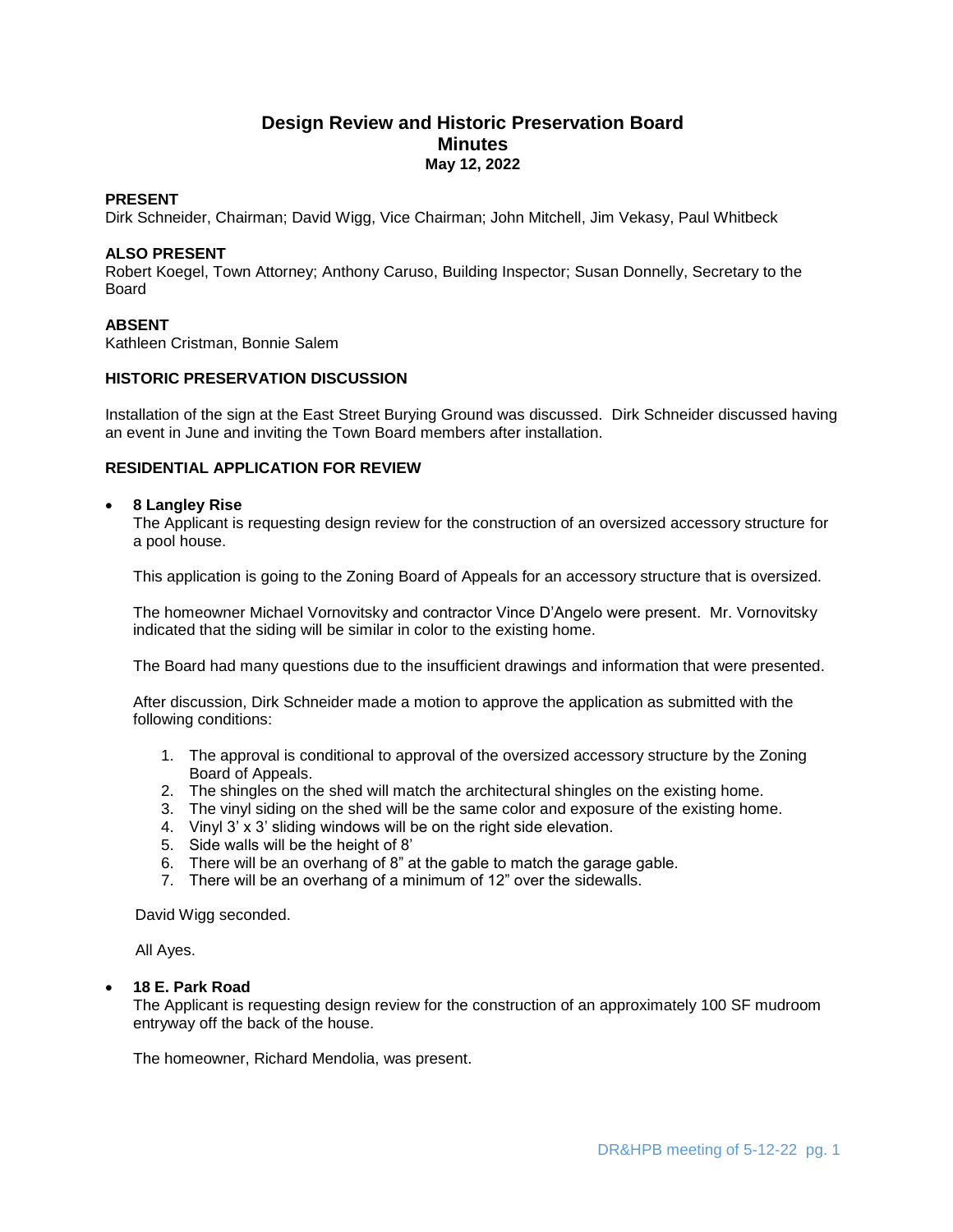# Design Review and Historic Preservation Board
## Minutes
**May 12, 2022**

**PRESENT**
Dirk Schneider, Chairman; David Wigg, Vice Chairman; John Mitchell, Jim Vekasy, Paul Whitbeck

**ALSO PRESENT**
Robert Koegel, Town Attorney; Anthony Caruso, Building Inspector; Susan Donnelly, Secretary to the Board

**ABSENT**
Kathleen Cristman, Bonnie Salem

**HISTORIC PRESERVATION DISCUSSION**

Installation of the sign at the East Street Burying Ground was discussed. Dirk Schneider discussed having an event in June and inviting the Town Board members after installation.

**RESIDENTIAL APPLICATION FOR REVIEW**

- **8 Langley Rise**
  The Applicant is requesting design review for the construction of an oversized accessory structure for a pool house.

  This application is going to the Zoning Board of Appeals for an accessory structure that is oversized.

  The homeowner Michael Vornovitsky and contractor Vince D'Angelo were present. Mr. Vornovitsky indicated that the siding will be similar in color to the existing home.

  The Board had many questions due to the insufficient drawings and information that were presented.

  After discussion, Dirk Schneider made a motion to approve the application as submitted with the following conditions:

  1. The approval is conditional to approval of the oversized accessory structure by the Zoning Board of Appeals.
  2. The shingles on the shed will match the architectural shingles on the existing home.
  3. The vinyl siding on the shed will be the same color and exposure of the existing home.
  4. Vinyl 3' x 3' sliding windows will be on the right side elevation.
  5. Side walls will be the height of 8'
  6. There will be an overhang of 8" at the gable to match the garage gable.
  7. There will be an overhang of a minimum of 12" over the sidewalls.

  David Wigg seconded.

  All Ayes.

- **18 E. Park Road**
  The Applicant is requesting design review for the construction of an approximately 100 SF mudroom entryway off the back of the house.

  The homeowner, Richard Mendolia, was present.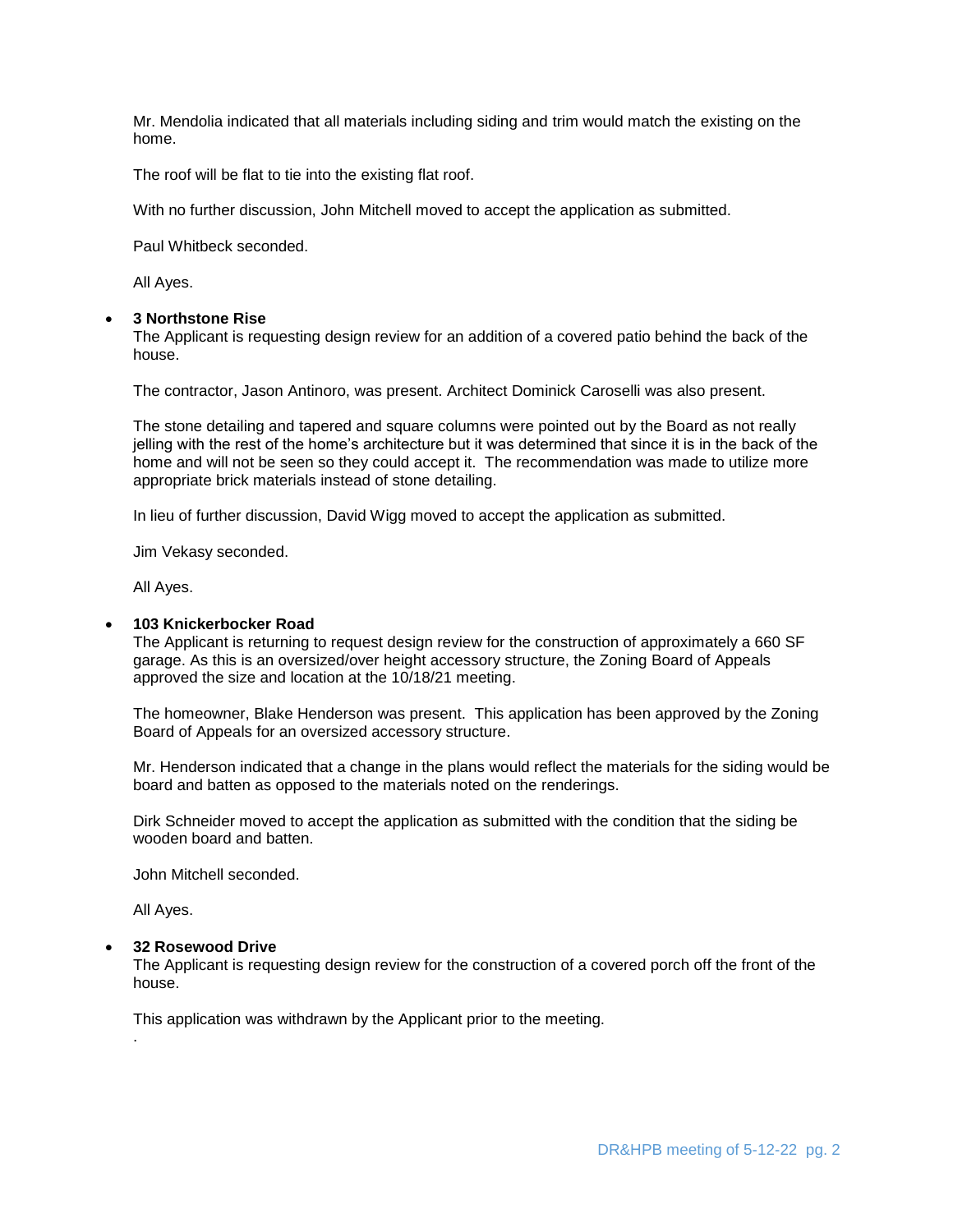Mr. Mendolia indicated that all materials including siding and trim would match the existing on the home.

The roof will be flat to tie into the existing flat roof.

With no further discussion, John Mitchell moved to accept the application as submitted.

Paul Whitbeck seconded.

All Ayes.

- **3 Northstone Rise**

  The Applicant is requesting design review for an addition of a covered patio behind the back of the house.

  The contractor, Jason Antinoro, was present. Architect Dominick Caroselli was also present.

  The stone detailing and tapered and square columns were pointed out by the Board as not really jelling with the rest of the home's architecture but it was determined that since it is in the back of the home and will not be seen so they could accept it. The recommendation was made to utilize more appropriate brick materials instead of stone detailing.

  In lieu of further discussion, David Wigg moved to accept the application as submitted.

  Jim Vekasy seconded.

  All Ayes.

- **103 Knickerbocker Road**

  The Applicant is returning to request design review for the construction of approximately a 660 SF garage. As this is an oversized/over height accessory structure, the Zoning Board of Appeals approved the size and location at the 10/18/21 meeting.

  The homeowner, Blake Henderson was present. This application has been approved by the Zoning Board of Appeals for an oversized accessory structure.

  Mr. Henderson indicated that a change in the plans would reflect the materials for the siding would be board and batten as opposed to the materials noted on the renderings.

  Dirk Schneider moved to accept the application as submitted with the condition that the siding be wooden board and batten.

  John Mitchell seconded.

  All Ayes.

- **32 Rosewood Drive**

  The Applicant is requesting design review for the construction of a covered porch off the front of the house.

  This application was withdrawn by the Applicant prior to the meeting.

  .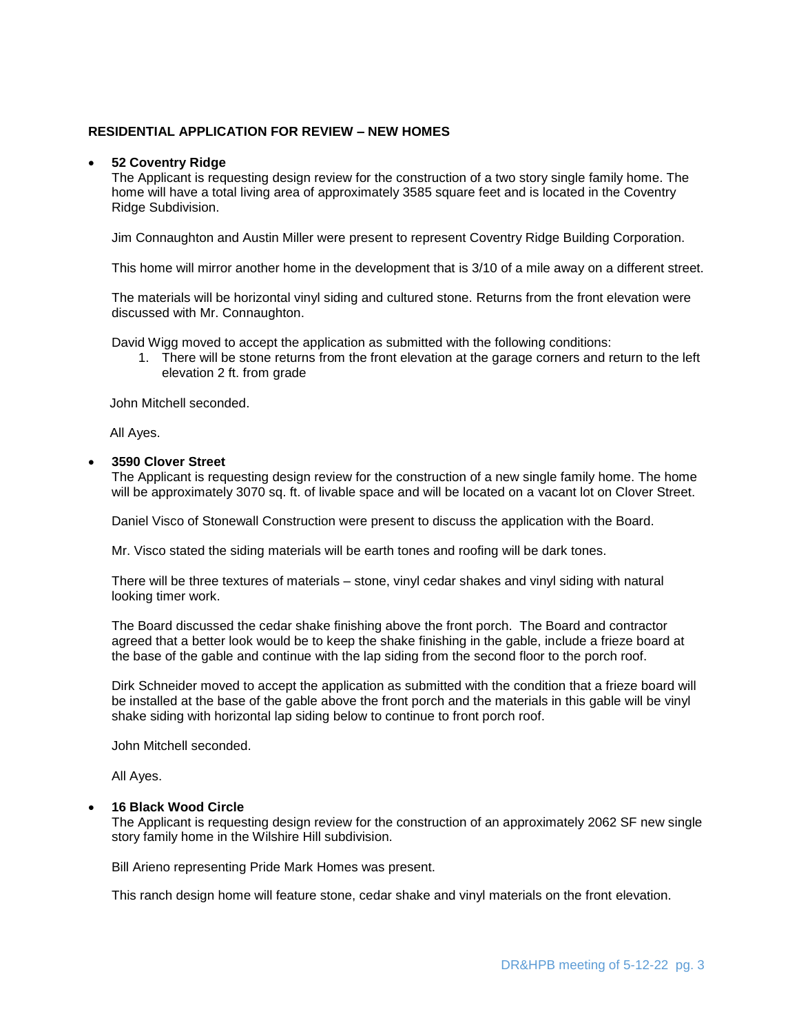**RESIDENTIAL APPLICATION FOR REVIEW – NEW HOMES**

- **52 Coventry Ridge**
  The Applicant is requesting design review for the construction of a two story single family home. The home will have a total living area of approximately 3585 square feet and is located in the Coventry Ridge Subdivision.

  Jim Connaughton and Austin Miller were present to represent Coventry Ridge Building Corporation.

  This home will mirror another home in the development that is 3/10 of a mile away on a different street.

  The materials will be horizontal vinyl siding and cultured stone. Returns from the front elevation were discussed with Mr. Connaughton.

  David Wigg moved to accept the application as submitted with the following conditions:
  1. There will be stone returns from the front elevation at the garage corners and return to the left elevation 2 ft. from grade

  John Mitchell seconded.

  All Ayes.

- **3590 Clover Street**
  The Applicant is requesting design review for the construction of a new single family home. The home will be approximately 3070 sq. ft. of livable space and will be located on a vacant lot on Clover Street.

  Daniel Visco of Stonewall Construction were present to discuss the application with the Board.

  Mr. Visco stated the siding materials will be earth tones and roofing will be dark tones.

  There will be three textures of materials – stone, vinyl cedar shakes and vinyl siding with natural looking timer work.

  The Board discussed the cedar shake finishing above the front porch. The Board and contractor agreed that a better look would be to keep the shake finishing in the gable, include a frieze board at the base of the gable and continue with the lap siding from the second floor to the porch roof.

  Dirk Schneider moved to accept the application as submitted with the condition that a frieze board will be installed at the base of the gable above the front porch and the materials in this gable will be vinyl shake siding with horizontal lap siding below to continue to front porch roof.

  John Mitchell seconded.

  All Ayes.

- **16 Black Wood Circle**
  The Applicant is requesting design review for the construction of an approximately 2062 SF new single story family home in the Wilshire Hill subdivision.

  Bill Arieno representing Pride Mark Homes was present.

  This ranch design home will feature stone, cedar shake and vinyl materials on the front elevation.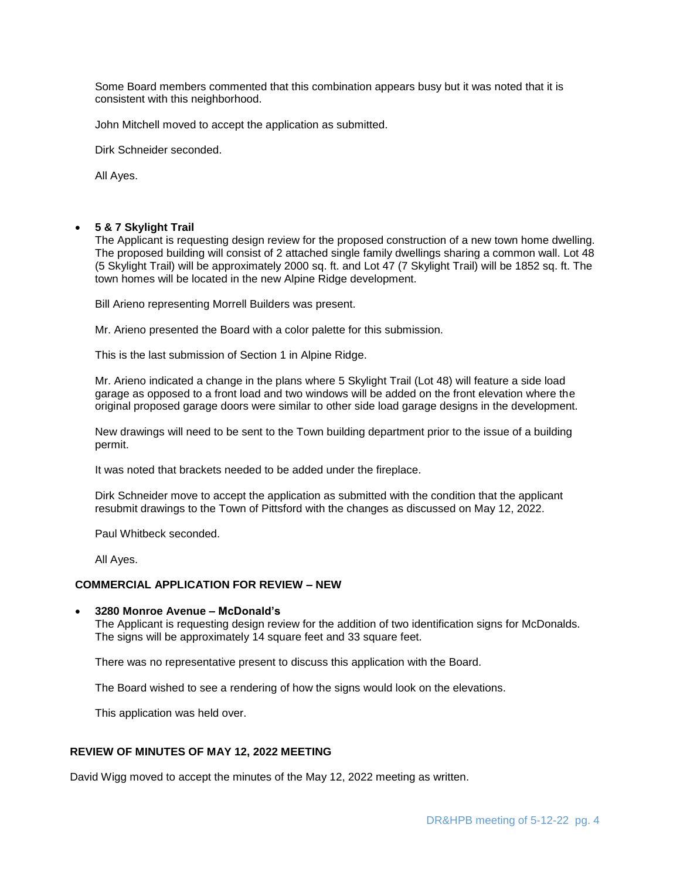Some Board members commented that this combination appears busy but it was noted that it is consistent with this neighborhood.

John Mitchell moved to accept the application as submitted.

Dirk Schneider seconded.

All Ayes.

- **5 & 7 Skylight Trail**

  The Applicant is requesting design review for the proposed construction of a new town home dwelling. The proposed building will consist of 2 attached single family dwellings sharing a common wall. Lot 48 (5 Skylight Trail) will be approximately 2000 sq. ft. and Lot 47 (7 Skylight Trail) will be 1852 sq. ft. The town homes will be located in the new Alpine Ridge development.

  Bill Arieno representing Morrell Builders was present.

  Mr. Arieno presented the Board with a color palette for this submission.

  This is the last submission of Section 1 in Alpine Ridge.

  Mr. Arieno indicated a change in the plans where 5 Skylight Trail (Lot 48) will feature a side load garage as opposed to a front load and two windows will be added on the front elevation where the original proposed garage doors were similar to other side load garage designs in the development.

  New drawings will need to be sent to the Town building department prior to the issue of a building permit.

  It was noted that brackets needed to be added under the fireplace.

  Dirk Schneider move to accept the application as submitted with the condition that the applicant resubmit drawings to the Town of Pittsford with the changes as discussed on May 12, 2022.

  Paul Whitbeck seconded.

  All Ayes.

## COMMERCIAL APPLICATION FOR REVIEW – NEW

- **3280 Monroe Avenue – McDonald's**

  The Applicant is requesting design review for the addition of two identification signs for McDonalds. The signs will be approximately 14 square feet and 33 square feet.

  There was no representative present to discuss this application with the Board.

  The Board wished to see a rendering of how the signs would look on the elevations.

  This application was held over.

## REVIEW OF MINUTES OF MAY 12, 2022 MEETING

David Wigg moved to accept the minutes of the May 12, 2022 meeting as written.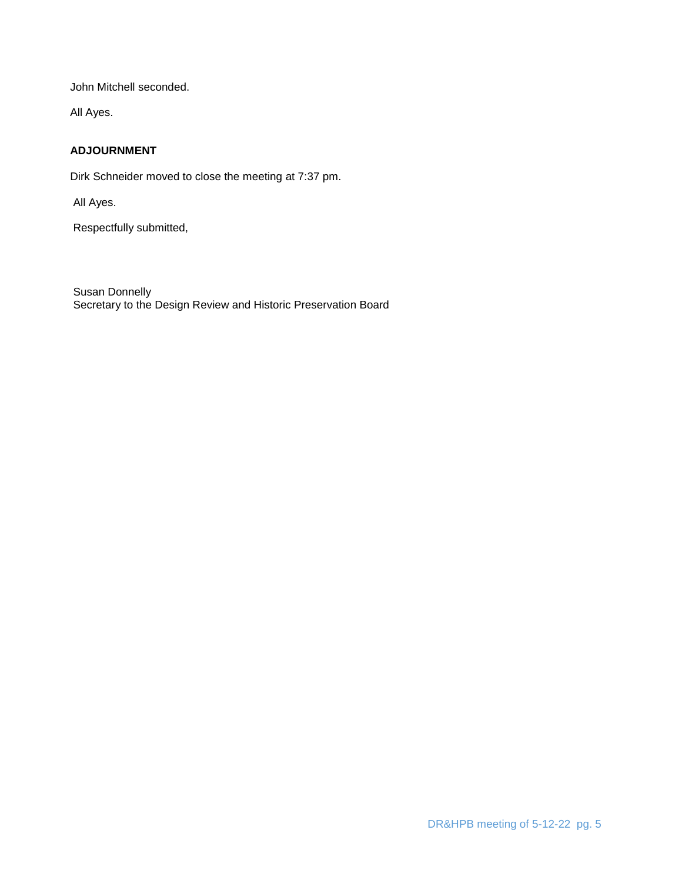John Mitchell seconded.

All Ayes.

**ADJOURNMENT**

Dirk Schneider moved to close the meeting at 7:37 pm.

All Ayes.

Respectfully submitted,

Susan Donnelly
Secretary to the Design Review and Historic Preservation Board